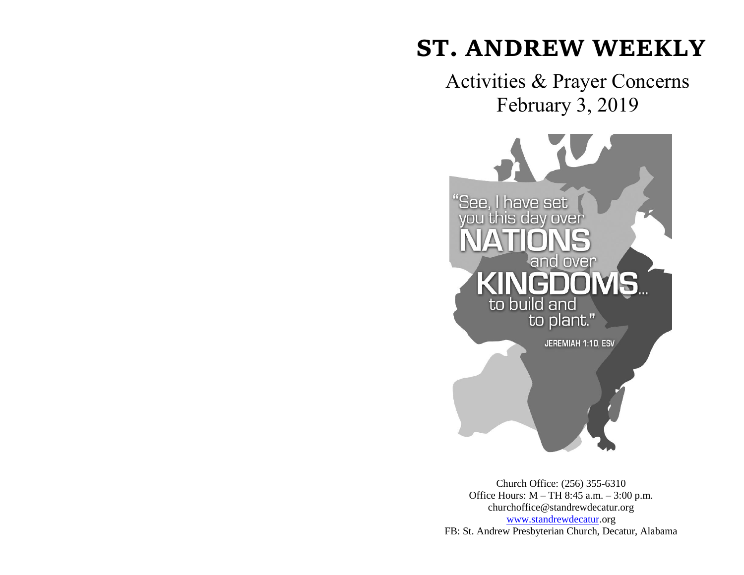# ST. ANDREW WEEKLY

## Activities & Prayer Concerns
## February 3, 2019

"See, I have set you this day over NATIONS and over KINGDOMS... to build and to plant."

JEREMIAH 1:10, ESV

Church Office: (256) 355-6310
Office Hours: M – TH 8:45 a.m. – 3:00 p.m.
churchoffice@standrewdecatur.org
www.standrewdecatur.org
FB: St. Andrew Presbyterian Church, Decatur, Alabama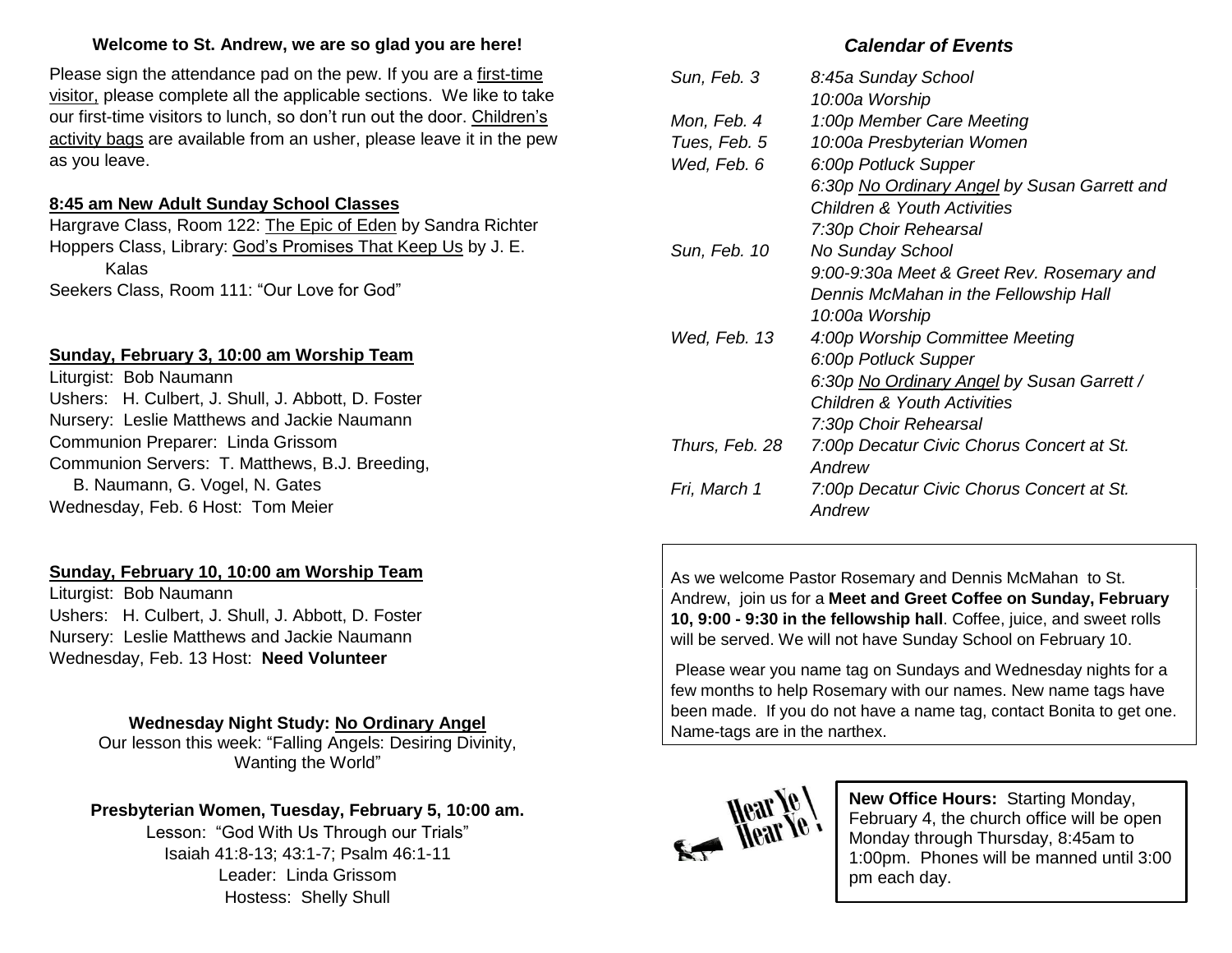**Welcome to St. Andrew, we are so glad you are here!**

Please sign the attendance pad on the pew. If you are a first-time visitor, please complete all the applicable sections. We like to take our first-time visitors to lunch, so don't run out the door. Children's activity bags are available from an usher, please leave it in the pew as you leave.

**8:45 am New Adult Sunday School Classes**

Hargrave Class, Room 122: The Epic of Eden by Sandra Richter
Hoppers Class, Library: God's Promises That Keep Us by J. E. Kalas
Seekers Class, Room 111: "Our Love for God"

**Sunday, February 3, 10:00 am Worship Team**

Liturgist: Bob Naumann
Ushers: H. Culbert, J. Shull, J. Abbott, D. Foster
Nursery: Leslie Matthews and Jackie Naumann
Communion Preparer: Linda Grissom
Communion Servers: T. Matthews, B.J. Breeding, B. Naumann, G. Vogel, N. Gates
Wednesday, Feb. 6 Host: Tom Meier

**Sunday, February 10, 10:00 am Worship Team**

Liturgist: Bob Naumann
Ushers: H. Culbert, J. Shull, J. Abbott, D. Foster
Nursery: Leslie Matthews and Jackie Naumann
Wednesday, Feb. 13 Host: **Need Volunteer**

**Wednesday Night Study: No Ordinary Angel**

Our lesson this week: "Falling Angels: Desiring Divinity, Wanting the World"

**Presbyterian Women, Tuesday, February 5, 10:00 am.**

Lesson: "God With Us Through our Trials"
Isaiah 41:8-13; 43:1-7; Psalm 46:1-11
Leader: Linda Grissom
Hostess: Shelly Shull

## *Calendar of Events*

| | |
|---|---|
| *Sun, Feb. 3* | *8:45a Sunday School*<br>*10:00a Worship* |
| *Mon, Feb. 4* | *1:00p Member Care Meeting* |
| *Tues, Feb. 5* | *10:00a Presbyterian Women* |
| *Wed, Feb. 6* | *6:00p Potluck Supper*<br>*6:30p No Ordinary Angel by Susan Garrett and Children & Youth Activities*<br>*7:30p Choir Rehearsal* |
| *Sun, Feb. 10* | *No Sunday School*<br>*9:00-9:30a Meet & Greet Rev. Rosemary and Dennis McMahan in the Fellowship Hall*<br>*10:00a Worship* |
| *Wed, Feb. 13* | *4:00p Worship Committee Meeting*<br>*6:00p Potluck Supper*<br>*6:30p No Ordinary Angel by Susan Garrett / Children & Youth Activities*<br>*7:30p Choir Rehearsal* |
| *Thurs, Feb. 28* | *7:00p Decatur Civic Chorus Concert at St. Andrew* |
| *Fri, March 1* | *7:00p Decatur Civic Chorus Concert at St. Andrew* |

As we welcome Pastor Rosemary and Dennis McMahan to St. Andrew, join us for a **Meet and Greet Coffee on Sunday, February 10, 9:00 - 9:30 in the fellowship hall**. Coffee, juice, and sweet rolls will be served. We will not have Sunday School on February 10.

Please wear you name tag on Sundays and Wednesday nights for a few months to help Rosemary with our names. New name tags have been made. If you do not have a name tag, contact Bonita to get one. Name-tags are in the narthex.

Hear Ye! Hear Ye!

**New Office Hours:** Starting Monday, February 4, the church office will be open Monday through Thursday, 8:45am to 1:00pm. Phones will be manned until 3:00 pm each day.